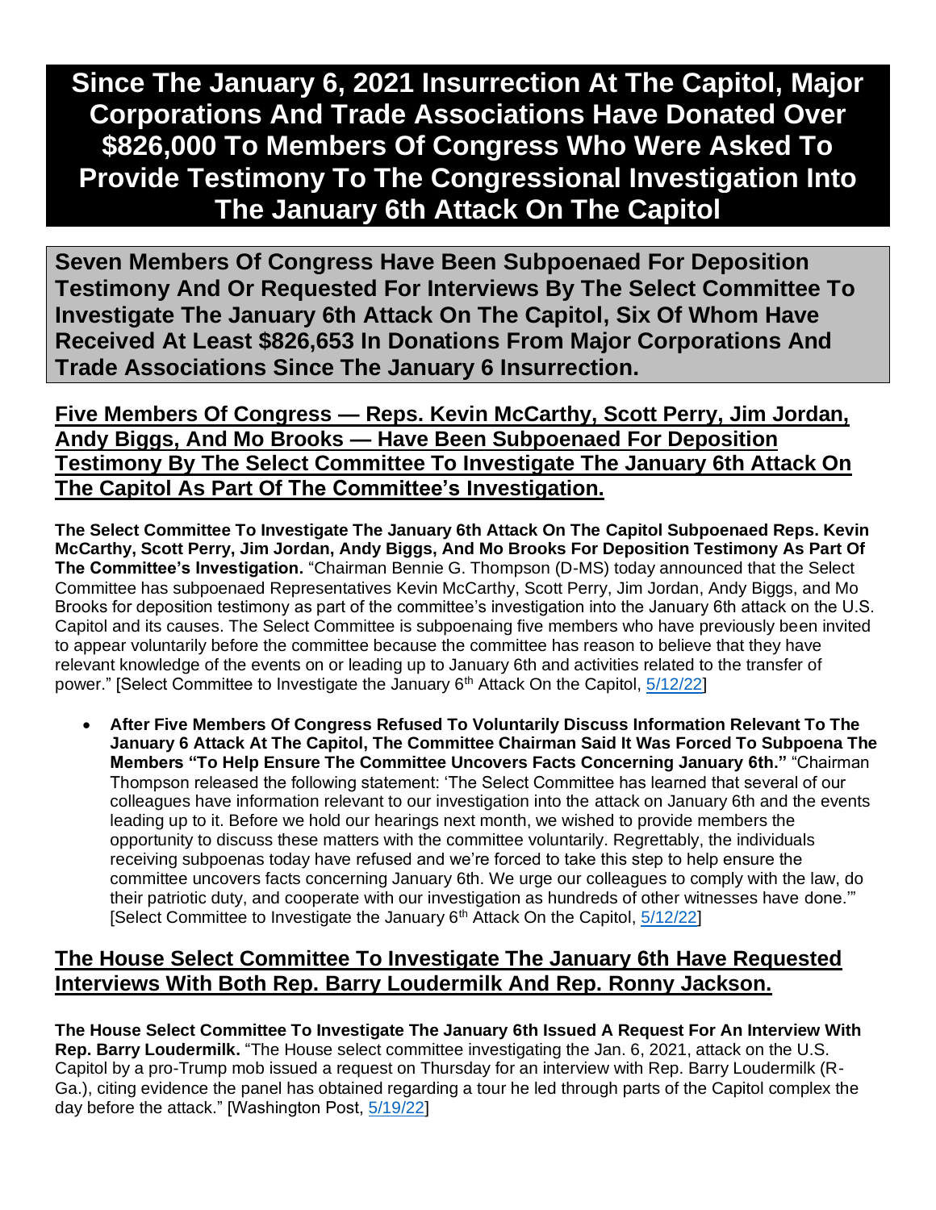# Since The January 6, 2021 Insurrection At The Capitol, Major Corporations And Trade Associations Have Donated Over $826,000 To Members Of Congress Who Were Asked To Provide Testimony To The Congressional Investigation Into The January 6th Attack On The Capitol

## Seven Members Of Congress Have Been Subpoenaed For Deposition Testimony And Or Requested For Interviews By The Select Committee To Investigate The January 6th Attack On The Capitol, Six Of Whom Have Received At Least $826,653 In Donations From Major Corporations And Trade Associations Since The January 6 Insurrection.

### Five Members Of Congress — Reps. Kevin McCarthy, Scott Perry, Jim Jordan, Andy Biggs, And Mo Brooks — Have Been Subpoenaed For Deposition Testimony By The Select Committee To Investigate The January 6th Attack On The Capitol As Part Of The Committee's Investigation.

**The Select Committee To Investigate The January 6th Attack On The Capitol Subpoenaed Reps. Kevin McCarthy, Scott Perry, Jim Jordan, Andy Biggs, And Mo Brooks For Deposition Testimony As Part Of The Committee's Investigation.** "Chairman Bennie G. Thompson (D-MS) today announced that the Select Committee has subpoenaed Representatives Kevin McCarthy, Scott Perry, Jim Jordan, Andy Biggs, and Mo Brooks for deposition testimony as part of the committee's investigation into the January 6th attack on the U.S. Capitol and its causes. The Select Committee is subpoenaing five members who have previously been invited to appear voluntarily before the committee because the committee has reason to believe that they have relevant knowledge of the events on or leading up to January 6th and activities related to the transfer of power." [Select Committee to Investigate the January 6th Attack On the Capitol, 5/12/22]

- **After Five Members Of Congress Refused To Voluntarily Discuss Information Relevant To The January 6 Attack At The Capitol, The Committee Chairman Said It Was Forced To Subpoena The Members "To Help Ensure The Committee Uncovers Facts Concerning January 6th."** "Chairman Thompson released the following statement: 'The Select Committee has learned that several of our colleagues have information relevant to our investigation into the attack on January 6th and the events leading up to it. Before we hold our hearings next month, we wished to provide members the opportunity to discuss these matters with the committee voluntarily. Regrettably, the individuals receiving subpoenas today have refused and we're forced to take this step to help ensure the committee uncovers facts concerning January 6th. We urge our colleagues to comply with the law, do their patriotic duty, and cooperate with our investigation as hundreds of other witnesses have done.'" [Select Committee to Investigate the January 6th Attack On the Capitol, 5/12/22]

### The House Select Committee To Investigate The January 6th Have Requested Interviews With Both Rep. Barry Loudermilk And Rep. Ronny Jackson.

**The House Select Committee To Investigate The January 6th Issued A Request For An Interview With Rep. Barry Loudermilk.** "The House select committee investigating the Jan. 6, 2021, attack on the U.S. Capitol by a pro-Trump mob issued a request on Thursday for an interview with Rep. Barry Loudermilk (R-Ga.), citing evidence the panel has obtained regarding a tour he led through parts of the Capitol complex the day before the attack." [Washington Post, 5/19/22]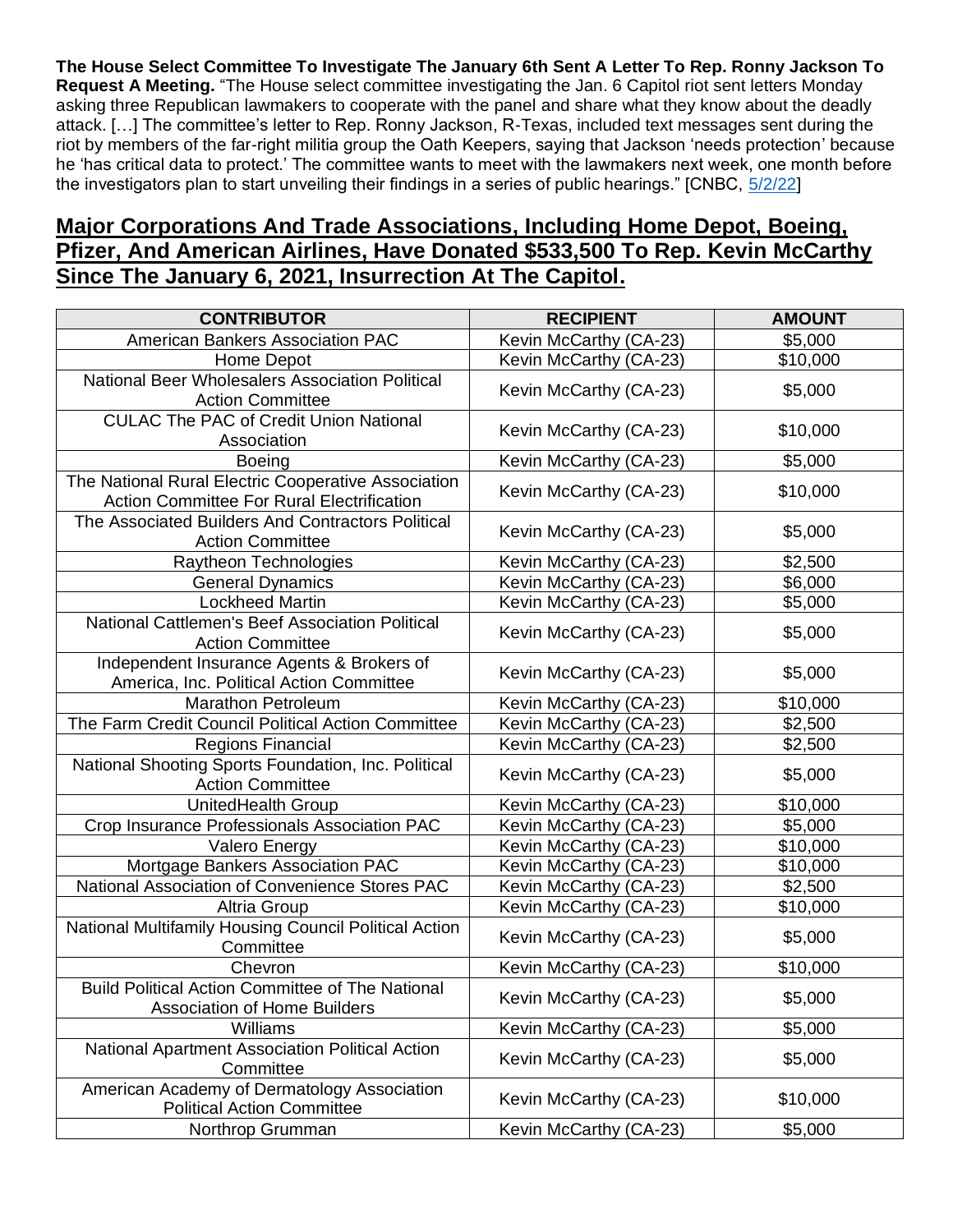**The House Select Committee To Investigate The January 6th Sent A Letter To Rep. Ronny Jackson To Request A Meeting.** "The House select committee investigating the Jan. 6 Capitol riot sent letters Monday asking three Republican lawmakers to cooperate with the panel and share what they know about the deadly attack. […] The committee's letter to Rep. Ronny Jackson, R-Texas, included text messages sent during the riot by members of the far-right militia group the Oath Keepers, saying that Jackson 'needs protection' because he 'has critical data to protect.' The committee wants to meet with the lawmakers next week, one month before the investigators plan to start unveiling their findings in a series of public hearings." [CNBC, 5/2/22]

## Major Corporations And Trade Associations, Including Home Depot, Boeing, Pfizer, And American Airlines, Have Donated $533,500 To Rep. Kevin McCarthy Since The January 6, 2021, Insurrection At The Capitol.

| CONTRIBUTOR | RECIPIENT | AMOUNT |
|---|---|---|
| American Bankers Association PAC | Kevin McCarthy (CA-23) | $5,000 |
| Home Depot | Kevin McCarthy (CA-23) | $10,000 |
| National Beer Wholesalers Association Political Action Committee | Kevin McCarthy (CA-23) | $5,000 |
| CULAC The PAC of Credit Union National Association | Kevin McCarthy (CA-23) | $10,000 |
| Boeing | Kevin McCarthy (CA-23) | $5,000 |
| The National Rural Electric Cooperative Association Action Committee For Rural Electrification | Kevin McCarthy (CA-23) | $10,000 |
| The Associated Builders And Contractors Political Action Committee | Kevin McCarthy (CA-23) | $5,000 |
| Raytheon Technologies | Kevin McCarthy (CA-23) | $2,500 |
| General Dynamics | Kevin McCarthy (CA-23) | $6,000 |
| Lockheed Martin | Kevin McCarthy (CA-23) | $5,000 |
| National Cattlemen's Beef Association Political Action Committee | Kevin McCarthy (CA-23) | $5,000 |
| Independent Insurance Agents & Brokers of America, Inc. Political Action Committee | Kevin McCarthy (CA-23) | $5,000 |
| Marathon Petroleum | Kevin McCarthy (CA-23) | $10,000 |
| The Farm Credit Council Political Action Committee | Kevin McCarthy (CA-23) | $2,500 |
| Regions Financial | Kevin McCarthy (CA-23) | $2,500 |
| National Shooting Sports Foundation, Inc. Political Action Committee | Kevin McCarthy (CA-23) | $5,000 |
| UnitedHealth Group | Kevin McCarthy (CA-23) | $10,000 |
| Crop Insurance Professionals Association PAC | Kevin McCarthy (CA-23) | $5,000 |
| Valero Energy | Kevin McCarthy (CA-23) | $10,000 |
| Mortgage Bankers Association PAC | Kevin McCarthy (CA-23) | $10,000 |
| National Association of Convenience Stores PAC | Kevin McCarthy (CA-23) | $2,500 |
| Altria Group | Kevin McCarthy (CA-23) | $10,000 |
| National Multifamily Housing Council Political Action Committee | Kevin McCarthy (CA-23) | $5,000 |
| Chevron | Kevin McCarthy (CA-23) | $10,000 |
| Build Political Action Committee of The National Association of Home Builders | Kevin McCarthy (CA-23) | $5,000 |
| Williams | Kevin McCarthy (CA-23) | $5,000 |
| National Apartment Association Political Action Committee | Kevin McCarthy (CA-23) | $5,000 |
| American Academy of Dermatology Association Political Action Committee | Kevin McCarthy (CA-23) | $10,000 |
| Northrop Grumman | Kevin McCarthy (CA-23) | $5,000 |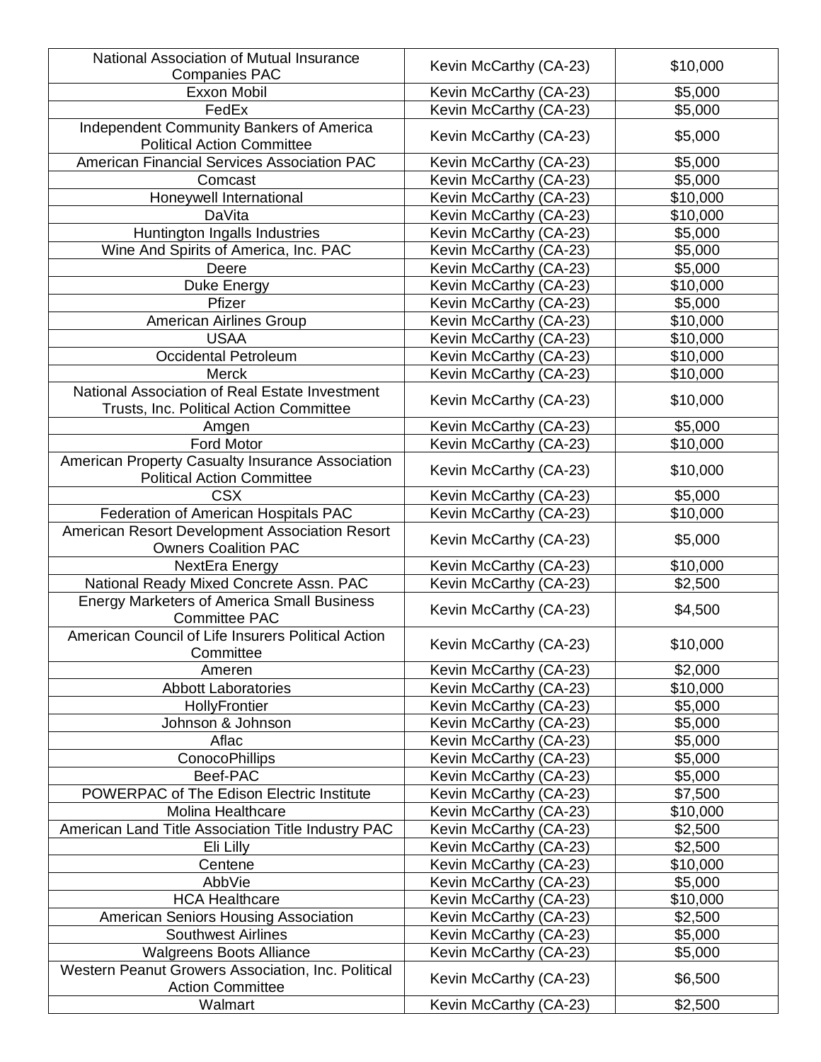| | | |
|---|---|---|
| National Association of Mutual Insurance Companies PAC | Kevin McCarthy (CA-23) | $10,000 |
| Exxon Mobil | Kevin McCarthy (CA-23) | $5,000 |
| FedEx | Kevin McCarthy (CA-23) | $5,000 |
| Independent Community Bankers of America Political Action Committee | Kevin McCarthy (CA-23) | $5,000 |
| American Financial Services Association PAC | Kevin McCarthy (CA-23) | $5,000 |
| Comcast | Kevin McCarthy (CA-23) | $5,000 |
| Honeywell International | Kevin McCarthy (CA-23) | $10,000 |
| DaVita | Kevin McCarthy (CA-23) | $10,000 |
| Huntington Ingalls Industries | Kevin McCarthy (CA-23) | $5,000 |
| Wine And Spirits of America, Inc. PAC | Kevin McCarthy (CA-23) | $5,000 |
| Deere | Kevin McCarthy (CA-23) | $5,000 |
| Duke Energy | Kevin McCarthy (CA-23) | $10,000 |
| Pfizer | Kevin McCarthy (CA-23) | $5,000 |
| American Airlines Group | Kevin McCarthy (CA-23) | $10,000 |
| USAA | Kevin McCarthy (CA-23) | $10,000 |
| Occidental Petroleum | Kevin McCarthy (CA-23) | $10,000 |
| Merck | Kevin McCarthy (CA-23) | $10,000 |
| National Association of Real Estate Investment Trusts, Inc. Political Action Committee | Kevin McCarthy (CA-23) | $10,000 |
| Amgen | Kevin McCarthy (CA-23) | $5,000 |
| Ford Motor | Kevin McCarthy (CA-23) | $10,000 |
| American Property Casualty Insurance Association Political Action Committee | Kevin McCarthy (CA-23) | $10,000 |
| CSX | Kevin McCarthy (CA-23) | $5,000 |
| Federation of American Hospitals PAC | Kevin McCarthy (CA-23) | $10,000 |
| American Resort Development Association Resort Owners Coalition PAC | Kevin McCarthy (CA-23) | $5,000 |
| NextEra Energy | Kevin McCarthy (CA-23) | $10,000 |
| National Ready Mixed Concrete Assn. PAC | Kevin McCarthy (CA-23) | $2,500 |
| Energy Marketers of America Small Business Committee PAC | Kevin McCarthy (CA-23) | $4,500 |
| American Council of Life Insurers Political Action Committee | Kevin McCarthy (CA-23) | $10,000 |
| Ameren | Kevin McCarthy (CA-23) | $2,000 |
| Abbott Laboratories | Kevin McCarthy (CA-23) | $10,000 |
| HollyFrontier | Kevin McCarthy (CA-23) | $5,000 |
| Johnson & Johnson | Kevin McCarthy (CA-23) | $5,000 |
| Aflac | Kevin McCarthy (CA-23) | $5,000 |
| ConocoPhillips | Kevin McCarthy (CA-23) | $5,000 |
| Beef-PAC | Kevin McCarthy (CA-23) | $5,000 |
| POWERPAC of The Edison Electric Institute | Kevin McCarthy (CA-23) | $7,500 |
| Molina Healthcare | Kevin McCarthy (CA-23) | $10,000 |
| American Land Title Association Title Industry PAC | Kevin McCarthy (CA-23) | $2,500 |
| Eli Lilly | Kevin McCarthy (CA-23) | $2,500 |
| Centene | Kevin McCarthy (CA-23) | $10,000 |
| AbbVie | Kevin McCarthy (CA-23) | $5,000 |
| HCA Healthcare | Kevin McCarthy (CA-23) | $10,000 |
| American Seniors Housing Association | Kevin McCarthy (CA-23) | $2,500 |
| Southwest Airlines | Kevin McCarthy (CA-23) | $5,000 |
| Walgreens Boots Alliance | Kevin McCarthy (CA-23) | $5,000 |
| Western Peanut Growers Association, Inc. Political Action Committee | Kevin McCarthy (CA-23) | $6,500 |
| Walmart | Kevin McCarthy (CA-23) | $2,500 |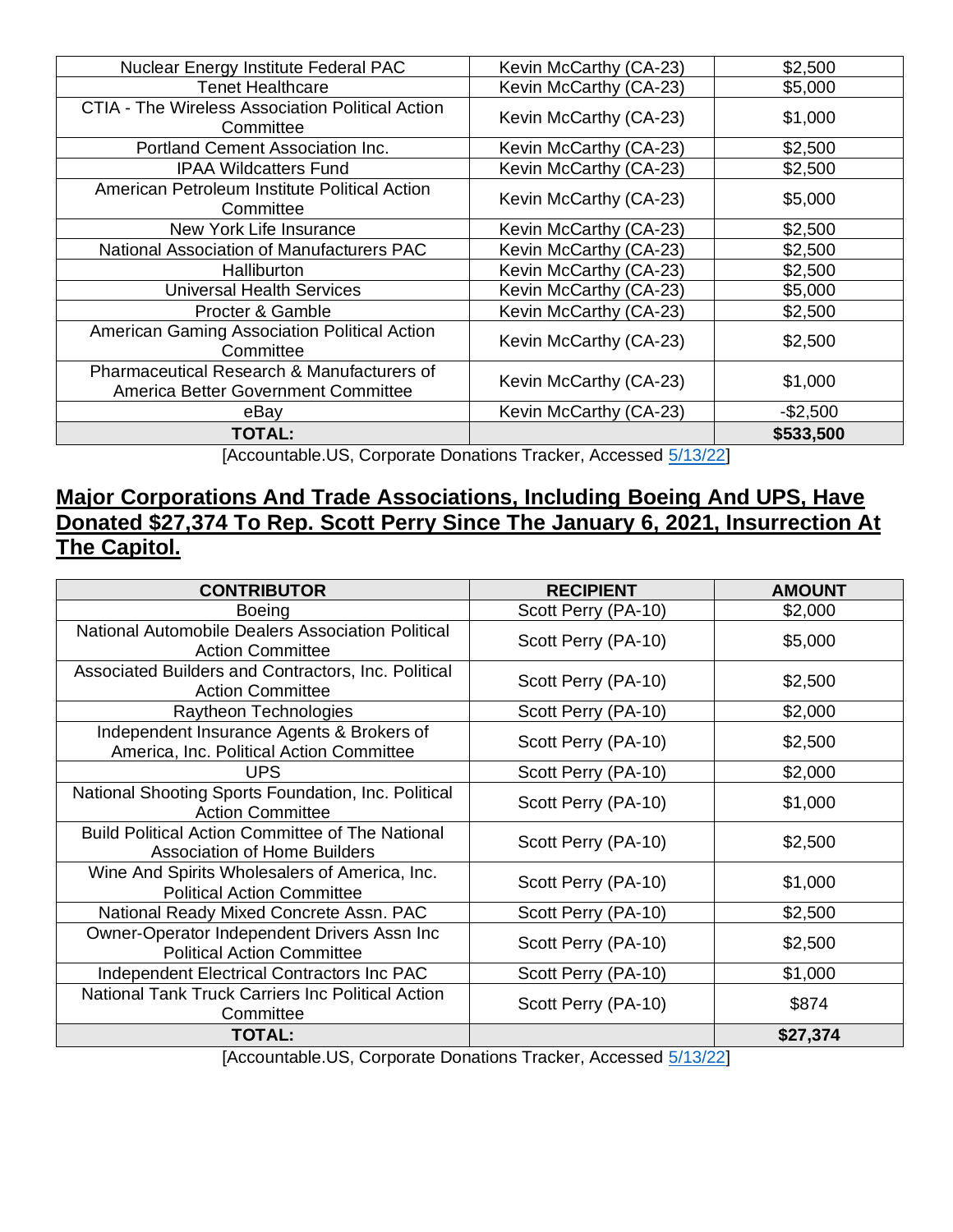| Nuclear Energy Institute Federal PAC | Kevin McCarthy (CA-23) | $2,500 |
|---|---|---|
| Tenet Healthcare | Kevin McCarthy (CA-23) | $5,000 |
| CTIA - The Wireless Association Political Action Committee | Kevin McCarthy (CA-23) | $1,000 |
| Portland Cement Association Inc. | Kevin McCarthy (CA-23) | $2,500 |
| IPAA Wildcatters Fund | Kevin McCarthy (CA-23) | $2,500 |
| American Petroleum Institute Political Action Committee | Kevin McCarthy (CA-23) | $5,000 |
| New York Life Insurance | Kevin McCarthy (CA-23) | $2,500 |
| National Association of Manufacturers PAC | Kevin McCarthy (CA-23) | $2,500 |
| Halliburton | Kevin McCarthy (CA-23) | $2,500 |
| Universal Health Services | Kevin McCarthy (CA-23) | $5,000 |
| Procter & Gamble | Kevin McCarthy (CA-23) | $2,500 |
| American Gaming Association Political Action Committee | Kevin McCarthy (CA-23) | $2,500 |
| Pharmaceutical Research & Manufacturers of America Better Government Committee | Kevin McCarthy (CA-23) | $1,000 |
| eBay | Kevin McCarthy (CA-23) | -$2,500 |
| **TOTAL:** | | **$533,500** |

[Accountable.US, Corporate Donations Tracker, Accessed 5/13/22]

## Major Corporations And Trade Associations, Including Boeing And UPS, Have Donated $27,374 To Rep. Scott Perry Since The January 6, 2021, Insurrection At The Capitol.

| CONTRIBUTOR | RECIPIENT | AMOUNT |
|---|---|---|
| Boeing | Scott Perry (PA-10) | $2,000 |
| National Automobile Dealers Association Political Action Committee | Scott Perry (PA-10) | $5,000 |
| Associated Builders and Contractors, Inc. Political Action Committee | Scott Perry (PA-10) | $2,500 |
| Raytheon Technologies | Scott Perry (PA-10) | $2,000 |
| Independent Insurance Agents & Brokers of America, Inc. Political Action Committee | Scott Perry (PA-10) | $2,500 |
| UPS | Scott Perry (PA-10) | $2,000 |
| National Shooting Sports Foundation, Inc. Political Action Committee | Scott Perry (PA-10) | $1,000 |
| Build Political Action Committee of The National Association of Home Builders | Scott Perry (PA-10) | $2,500 |
| Wine And Spirits Wholesalers of America, Inc. Political Action Committee | Scott Perry (PA-10) | $1,000 |
| National Ready Mixed Concrete Assn. PAC | Scott Perry (PA-10) | $2,500 |
| Owner-Operator Independent Drivers Assn Inc Political Action Committee | Scott Perry (PA-10) | $2,500 |
| Independent Electrical Contractors Inc PAC | Scott Perry (PA-10) | $1,000 |
| National Tank Truck Carriers Inc Political Action Committee | Scott Perry (PA-10) | $874 |
| **TOTAL:** | | **$27,374** |

[Accountable.US, Corporate Donations Tracker, Accessed 5/13/22]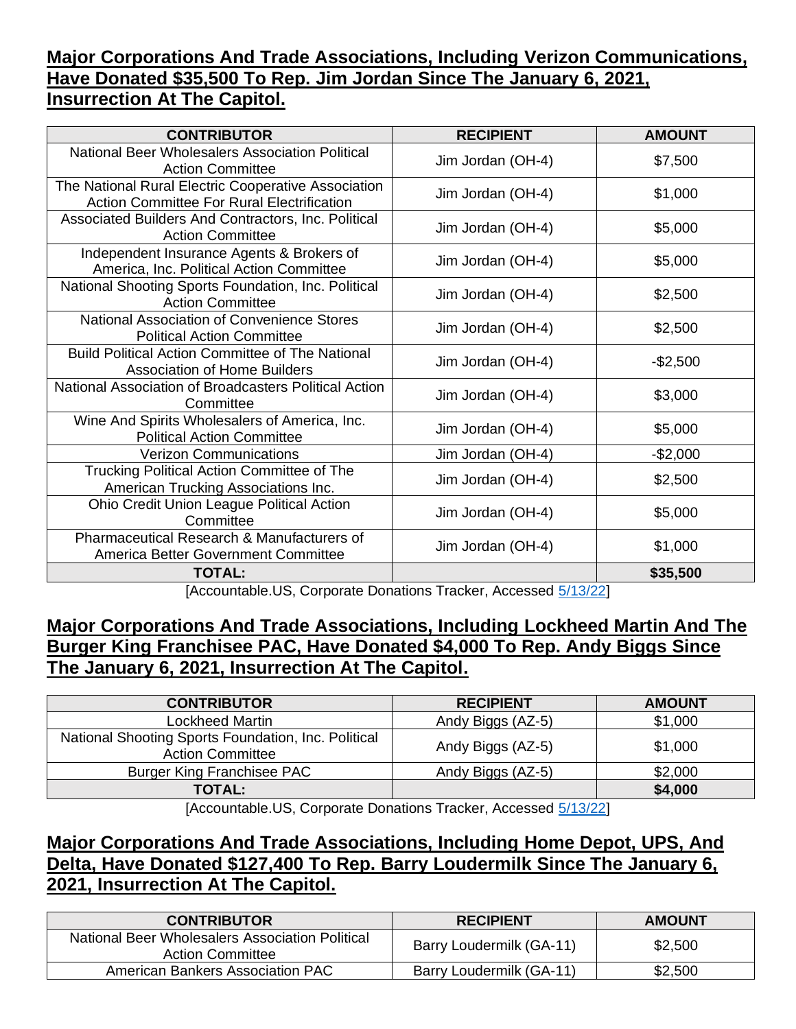**Major Corporations And Trade Associations, Including Verizon Communications, Have Donated $35,500 To Rep. Jim Jordan Since The January 6, 2021, Insurrection At The Capitol.**

| CONTRIBUTOR | RECIPIENT | AMOUNT |
|---|---|---|
| National Beer Wholesalers Association Political Action Committee | Jim Jordan (OH-4) | $7,500 |
| The National Rural Electric Cooperative Association Action Committee For Rural Electrification | Jim Jordan (OH-4) | $1,000 |
| Associated Builders And Contractors, Inc. Political Action Committee | Jim Jordan (OH-4) | $5,000 |
| Independent Insurance Agents & Brokers of America, Inc. Political Action Committee | Jim Jordan (OH-4) | $5,000 |
| National Shooting Sports Foundation, Inc. Political Action Committee | Jim Jordan (OH-4) | $2,500 |
| National Association of Convenience Stores Political Action Committee | Jim Jordan (OH-4) | $2,500 |
| Build Political Action Committee of The National Association of Home Builders | Jim Jordan (OH-4) | -$2,500 |
| National Association of Broadcasters Political Action Committee | Jim Jordan (OH-4) | $3,000 |
| Wine And Spirits Wholesalers of America, Inc. Political Action Committee | Jim Jordan (OH-4) | $5,000 |
| Verizon Communications | Jim Jordan (OH-4) | -$2,000 |
| Trucking Political Action Committee of The American Trucking Associations Inc. | Jim Jordan (OH-4) | $2,500 |
| Ohio Credit Union League Political Action Committee | Jim Jordan (OH-4) | $5,000 |
| Pharmaceutical Research & Manufacturers of America Better Government Committee | Jim Jordan (OH-4) | $1,000 |
| **TOTAL:** | | **$35,500** |

[Accountable.US, Corporate Donations Tracker, Accessed 5/13/22]

**Major Corporations And Trade Associations, Including Lockheed Martin And The Burger King Franchisee PAC, Have Donated $4,000 To Rep. Andy Biggs Since The January 6, 2021, Insurrection At The Capitol.**

| CONTRIBUTOR | RECIPIENT | AMOUNT |
|---|---|---|
| Lockheed Martin | Andy Biggs (AZ-5) | $1,000 |
| National Shooting Sports Foundation, Inc. Political Action Committee | Andy Biggs (AZ-5) | $1,000 |
| Burger King Franchisee PAC | Andy Biggs (AZ-5) | $2,000 |
| **TOTAL:** | | **$4,000** |

[Accountable.US, Corporate Donations Tracker, Accessed 5/13/22]

**Major Corporations And Trade Associations, Including Home Depot, UPS, And Delta, Have Donated $127,400 To Rep. Barry Loudermilk Since The January 6, 2021, Insurrection At The Capitol.**

| CONTRIBUTOR | RECIPIENT | AMOUNT |
|---|---|---|
| National Beer Wholesalers Association Political Action Committee | Barry Loudermilk (GA-11) | $2,500 |
| American Bankers Association PAC | Barry Loudermilk (GA-11) | $2,500 |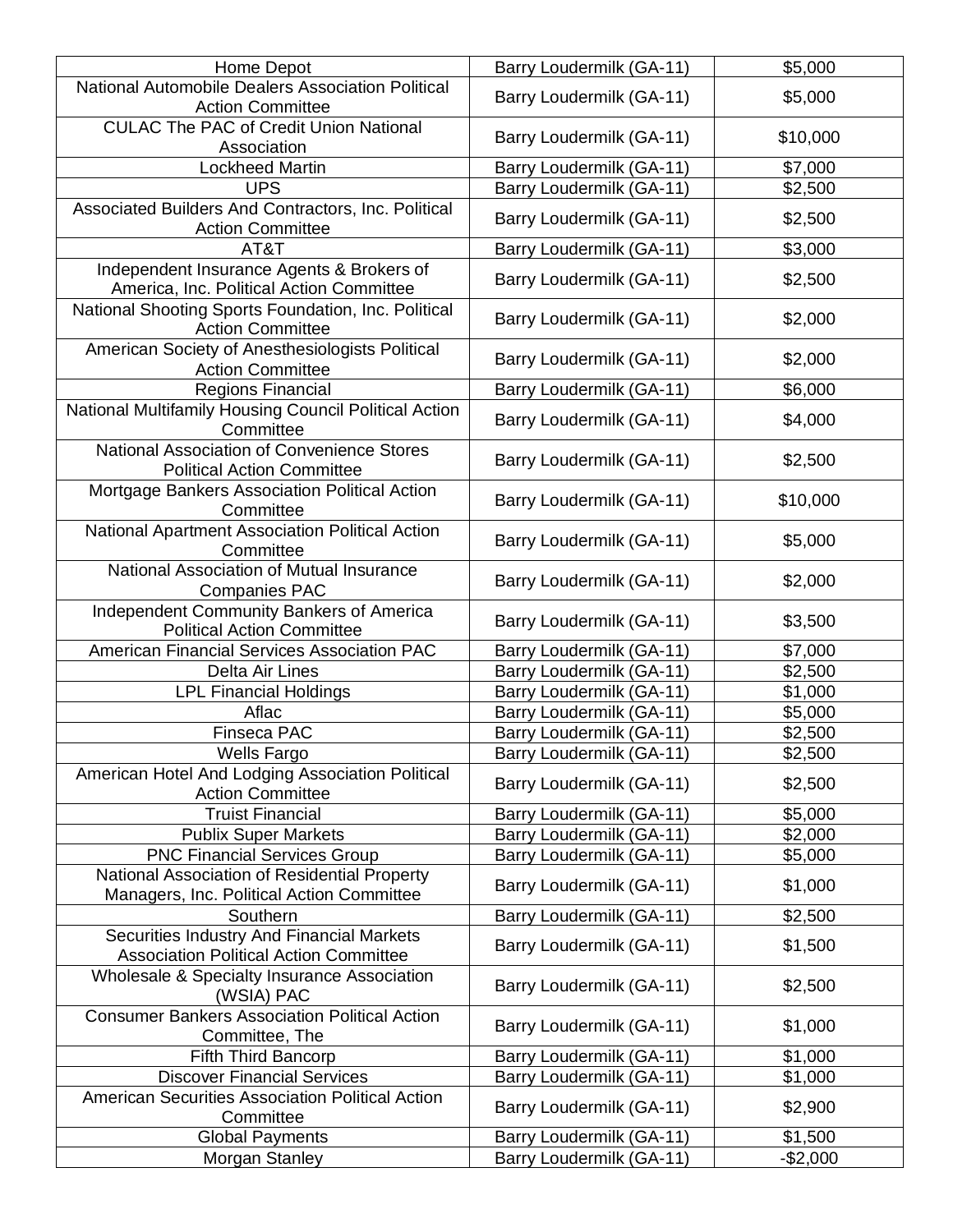| | | |
|---|---|---|
| Home Depot | Barry Loudermilk (GA-11) | $5,000 |
| National Automobile Dealers Association Political Action Committee | Barry Loudermilk (GA-11) | $5,000 |
| CULAC The PAC of Credit Union National Association | Barry Loudermilk (GA-11) | $10,000 |
| Lockheed Martin | Barry Loudermilk (GA-11) | $7,000 |
| UPS | Barry Loudermilk (GA-11) | $2,500 |
| Associated Builders And Contractors, Inc. Political Action Committee | Barry Loudermilk (GA-11) | $2,500 |
| AT&T | Barry Loudermilk (GA-11) | $3,000 |
| Independent Insurance Agents & Brokers of America, Inc. Political Action Committee | Barry Loudermilk (GA-11) | $2,500 |
| National Shooting Sports Foundation, Inc. Political Action Committee | Barry Loudermilk (GA-11) | $2,000 |
| American Society of Anesthesiologists Political Action Committee | Barry Loudermilk (GA-11) | $2,000 |
| Regions Financial | Barry Loudermilk (GA-11) | $6,000 |
| National Multifamily Housing Council Political Action Committee | Barry Loudermilk (GA-11) | $4,000 |
| National Association of Convenience Stores Political Action Committee | Barry Loudermilk (GA-11) | $2,500 |
| Mortgage Bankers Association Political Action Committee | Barry Loudermilk (GA-11) | $10,000 |
| National Apartment Association Political Action Committee | Barry Loudermilk (GA-11) | $5,000 |
| National Association of Mutual Insurance Companies PAC | Barry Loudermilk (GA-11) | $2,000 |
| Independent Community Bankers of America Political Action Committee | Barry Loudermilk (GA-11) | $3,500 |
| American Financial Services Association PAC | Barry Loudermilk (GA-11) | $7,000 |
| Delta Air Lines | Barry Loudermilk (GA-11) | $2,500 |
| LPL Financial Holdings | Barry Loudermilk (GA-11) | $1,000 |
| Aflac | Barry Loudermilk (GA-11) | $5,000 |
| Finseca PAC | Barry Loudermilk (GA-11) | $2,500 |
| Wells Fargo | Barry Loudermilk (GA-11) | $2,500 |
| American Hotel And Lodging Association Political Action Committee | Barry Loudermilk (GA-11) | $2,500 |
| Truist Financial | Barry Loudermilk (GA-11) | $5,000 |
| Publix Super Markets | Barry Loudermilk (GA-11) | $2,000 |
| PNC Financial Services Group | Barry Loudermilk (GA-11) | $5,000 |
| National Association of Residential Property Managers, Inc. Political Action Committee | Barry Loudermilk (GA-11) | $1,000 |
| Southern | Barry Loudermilk (GA-11) | $2,500 |
| Securities Industry And Financial Markets Association Political Action Committee | Barry Loudermilk (GA-11) | $1,500 |
| Wholesale & Specialty Insurance Association (WSIA) PAC | Barry Loudermilk (GA-11) | $2,500 |
| Consumer Bankers Association Political Action Committee, The | Barry Loudermilk (GA-11) | $1,000 |
| Fifth Third Bancorp | Barry Loudermilk (GA-11) | $1,000 |
| Discover Financial Services | Barry Loudermilk (GA-11) | $1,000 |
| American Securities Association Political Action Committee | Barry Loudermilk (GA-11) | $2,900 |
| Global Payments | Barry Loudermilk (GA-11) | $1,500 |
| Morgan Stanley | Barry Loudermilk (GA-11) | -$2,000 |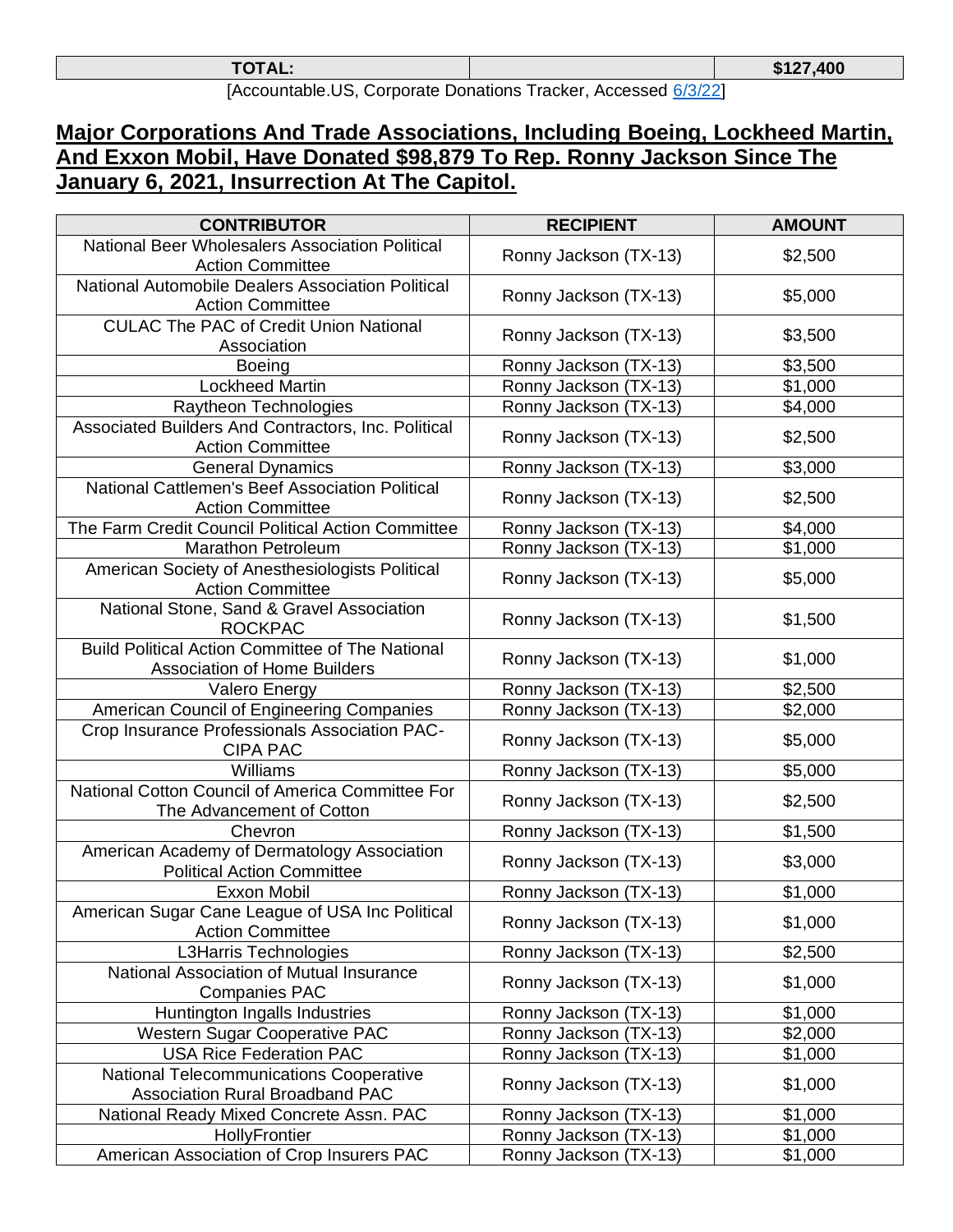| TOTAL: | | $127,400 |
|---|---|---|

[Accountable.US, Corporate Donations Tracker, Accessed 6/3/22]

## Major Corporations And Trade Associations, Including Boeing, Lockheed Martin, And Exxon Mobil, Have Donated $98,879 To Rep. Ronny Jackson Since The January 6, 2021, Insurrection At The Capitol.

| CONTRIBUTOR | RECIPIENT | AMOUNT |
|---|---|---|
| National Beer Wholesalers Association Political Action Committee | Ronny Jackson (TX-13) | $2,500 |
| National Automobile Dealers Association Political Action Committee | Ronny Jackson (TX-13) | $5,000 |
| CULAC The PAC of Credit Union National Association | Ronny Jackson (TX-13) | $3,500 |
| Boeing | Ronny Jackson (TX-13) | $3,500 |
| Lockheed Martin | Ronny Jackson (TX-13) | $1,000 |
| Raytheon Technologies | Ronny Jackson (TX-13) | $4,000 |
| Associated Builders And Contractors, Inc. Political Action Committee | Ronny Jackson (TX-13) | $2,500 |
| General Dynamics | Ronny Jackson (TX-13) | $3,000 |
| National Cattlemen's Beef Association Political Action Committee | Ronny Jackson (TX-13) | $2,500 |
| The Farm Credit Council Political Action Committee | Ronny Jackson (TX-13) | $4,000 |
| Marathon Petroleum | Ronny Jackson (TX-13) | $1,000 |
| American Society of Anesthesiologists Political Action Committee | Ronny Jackson (TX-13) | $5,000 |
| National Stone, Sand & Gravel Association ROCKPAC | Ronny Jackson (TX-13) | $1,500 |
| Build Political Action Committee of The National Association of Home Builders | Ronny Jackson (TX-13) | $1,000 |
| Valero Energy | Ronny Jackson (TX-13) | $2,500 |
| American Council of Engineering Companies | Ronny Jackson (TX-13) | $2,000 |
| Crop Insurance Professionals Association PAC-CIPA PAC | Ronny Jackson (TX-13) | $5,000 |
| Williams | Ronny Jackson (TX-13) | $5,000 |
| National Cotton Council of America Committee For The Advancement of Cotton | Ronny Jackson (TX-13) | $2,500 |
| Chevron | Ronny Jackson (TX-13) | $1,500 |
| American Academy of Dermatology Association Political Action Committee | Ronny Jackson (TX-13) | $3,000 |
| Exxon Mobil | Ronny Jackson (TX-13) | $1,000 |
| American Sugar Cane League of USA Inc Political Action Committee | Ronny Jackson (TX-13) | $1,000 |
| L3Harris Technologies | Ronny Jackson (TX-13) | $2,500 |
| National Association of Mutual Insurance Companies PAC | Ronny Jackson (TX-13) | $1,000 |
| Huntington Ingalls Industries | Ronny Jackson (TX-13) | $1,000 |
| Western Sugar Cooperative PAC | Ronny Jackson (TX-13) | $2,000 |
| USA Rice Federation PAC | Ronny Jackson (TX-13) | $1,000 |
| National Telecommunications Cooperative Association Rural Broadband PAC | Ronny Jackson (TX-13) | $1,000 |
| National Ready Mixed Concrete Assn. PAC | Ronny Jackson (TX-13) | $1,000 |
| HollyFrontier | Ronny Jackson (TX-13) | $1,000 |
| American Association of Crop Insurers PAC | Ronny Jackson (TX-13) | $1,000 |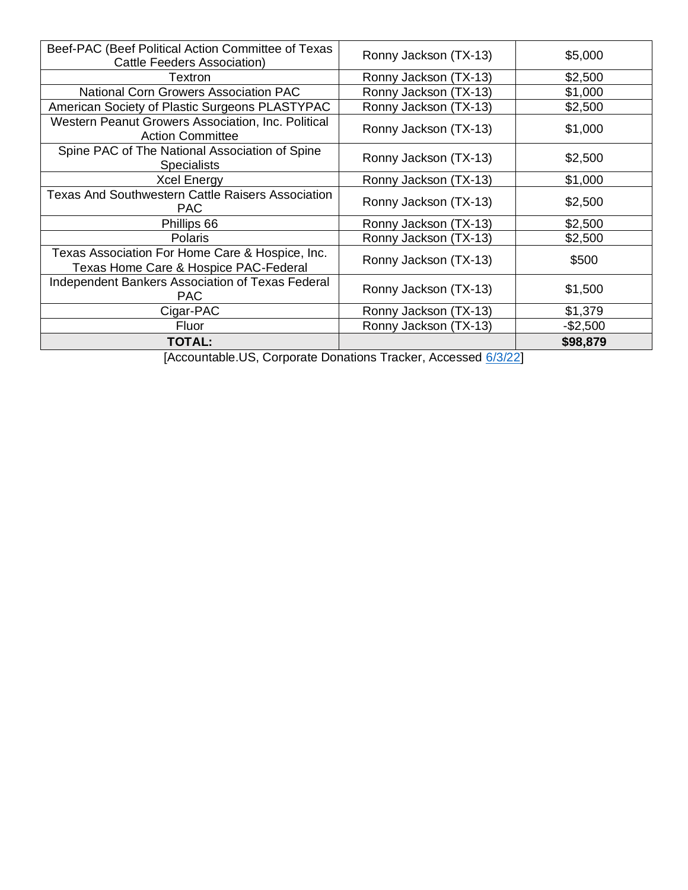| | | |
|---|---|---|
| Beef-PAC (Beef Political Action Committee of Texas Cattle Feeders Association) | Ronny Jackson (TX-13) | $5,000 |
| Textron | Ronny Jackson (TX-13) | $2,500 |
| National Corn Growers Association PAC | Ronny Jackson (TX-13) | $1,000 |
| American Society of Plastic Surgeons PLASTYPAC | Ronny Jackson (TX-13) | $2,500 |
| Western Peanut Growers Association, Inc. Political Action Committee | Ronny Jackson (TX-13) | $1,000 |
| Spine PAC of The National Association of Spine Specialists | Ronny Jackson (TX-13) | $2,500 |
| Xcel Energy | Ronny Jackson (TX-13) | $1,000 |
| Texas And Southwestern Cattle Raisers Association PAC | Ronny Jackson (TX-13) | $2,500 |
| Phillips 66 | Ronny Jackson (TX-13) | $2,500 |
| Polaris | Ronny Jackson (TX-13) | $2,500 |
| Texas Association For Home Care & Hospice, Inc. Texas Home Care & Hospice PAC-Federal | Ronny Jackson (TX-13) | $500 |
| Independent Bankers Association of Texas Federal PAC | Ronny Jackson (TX-13) | $1,500 |
| Cigar-PAC | Ronny Jackson (TX-13) | $1,379 |
| Fluor | Ronny Jackson (TX-13) | -$2,500 |
| **TOTAL:** | | **$98,879** |

[Accountable.US, Corporate Donations Tracker, Accessed 6/3/22]